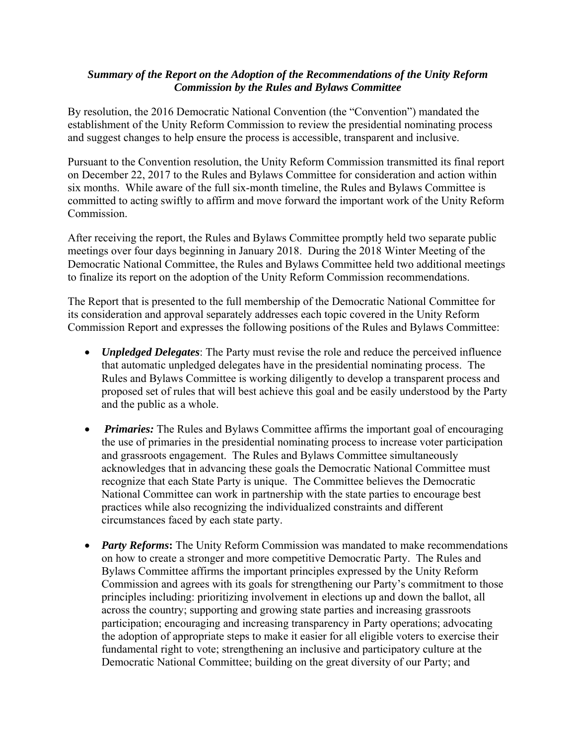***Summary of the Report on the Adoption of the Recommendations of the Unity Reform Commission by the Rules and Bylaws Committee***

By resolution, the 2016 Democratic National Convention (the "Convention") mandated the establishment of the Unity Reform Commission to review the presidential nominating process and suggest changes to help ensure the process is accessible, transparent and inclusive.

Pursuant to the Convention resolution, the Unity Reform Commission transmitted its final report on December 22, 2017 to the Rules and Bylaws Committee for consideration and action within six months. While aware of the full six-month timeline, the Rules and Bylaws Committee is committed to acting swiftly to affirm and move forward the important work of the Unity Reform Commission.

After receiving the report, the Rules and Bylaws Committee promptly held two separate public meetings over four days beginning in January 2018. During the 2018 Winter Meeting of the Democratic National Committee, the Rules and Bylaws Committee held two additional meetings to finalize its report on the adoption of the Unity Reform Commission recommendations.

The Report that is presented to the full membership of the Democratic National Committee for its consideration and approval separately addresses each topic covered in the Unity Reform Commission Report and expresses the following positions of the Rules and Bylaws Committee:

- ***Unpledged Delegates***: The Party must revise the role and reduce the perceived influence that automatic unpledged delegates have in the presidential nominating process. The Rules and Bylaws Committee is working diligently to develop a transparent process and proposed set of rules that will best achieve this goal and be easily understood by the Party and the public as a whole.

- ***Primaries:*** The Rules and Bylaws Committee affirms the important goal of encouraging the use of primaries in the presidential nominating process to increase voter participation and grassroots engagement. The Rules and Bylaws Committee simultaneously acknowledges that in advancing these goals the Democratic National Committee must recognize that each State Party is unique. The Committee believes the Democratic National Committee can work in partnership with the state parties to encourage best practices while also recognizing the individualized constraints and different circumstances faced by each state party.

- ***Party Reforms*:** The Unity Reform Commission was mandated to make recommendations on how to create a stronger and more competitive Democratic Party. The Rules and Bylaws Committee affirms the important principles expressed by the Unity Reform Commission and agrees with its goals for strengthening our Party's commitment to those principles including: prioritizing involvement in elections up and down the ballot, all across the country; supporting and growing state parties and increasing grassroots participation; encouraging and increasing transparency in Party operations; advocating the adoption of appropriate steps to make it easier for all eligible voters to exercise their fundamental right to vote; strengthening an inclusive and participatory culture at the Democratic National Committee; building on the great diversity of our Party; and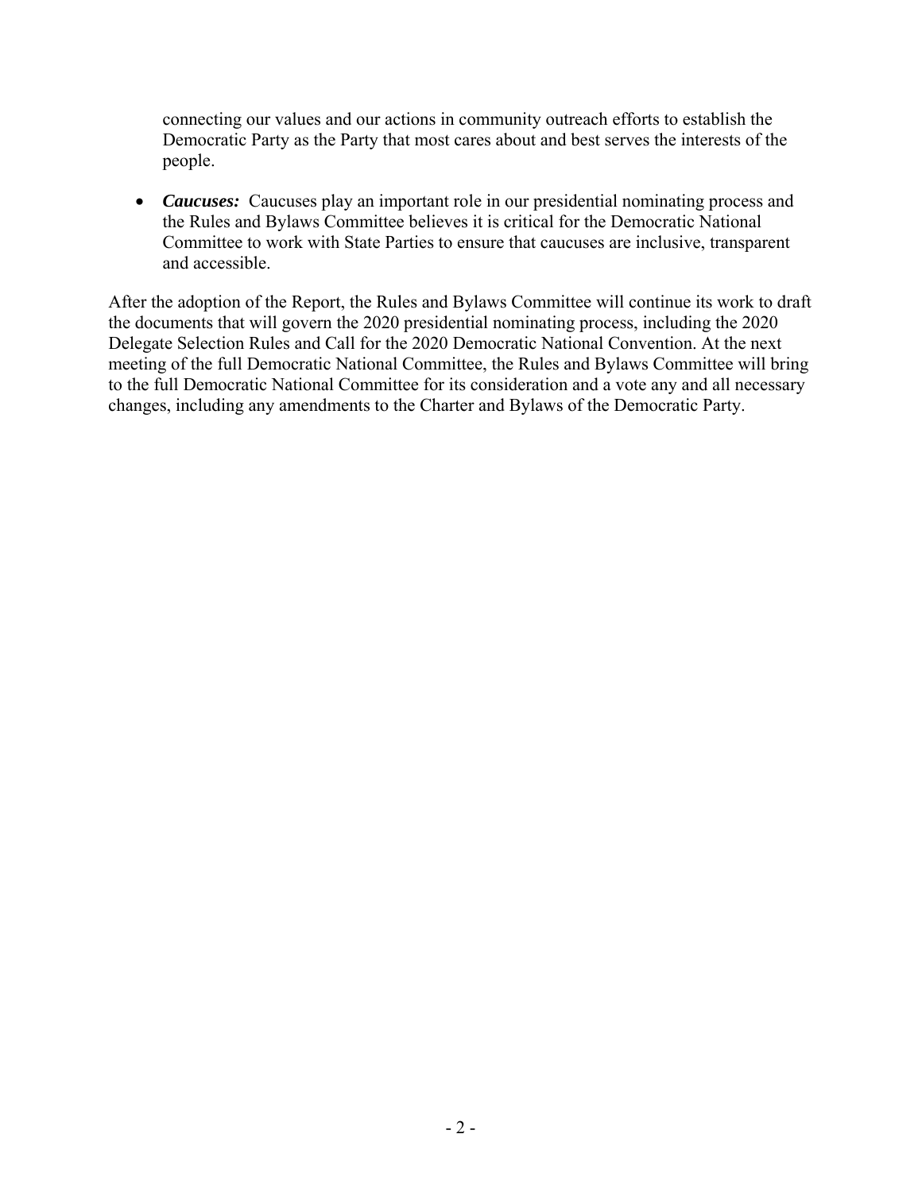connecting our values and our actions in community outreach efforts to establish the Democratic Party as the Party that most cares about and best serves the interests of the people.

- ***Caucuses:*** Caucuses play an important role in our presidential nominating process and the Rules and Bylaws Committee believes it is critical for the Democratic National Committee to work with State Parties to ensure that caucuses are inclusive, transparent and accessible.

After the adoption of the Report, the Rules and Bylaws Committee will continue its work to draft the documents that will govern the 2020 presidential nominating process, including the 2020 Delegate Selection Rules and Call for the 2020 Democratic National Convention. At the next meeting of the full Democratic National Committee, the Rules and Bylaws Committee will bring to the full Democratic National Committee for its consideration and a vote any and all necessary changes, including any amendments to the Charter and Bylaws of the Democratic Party.